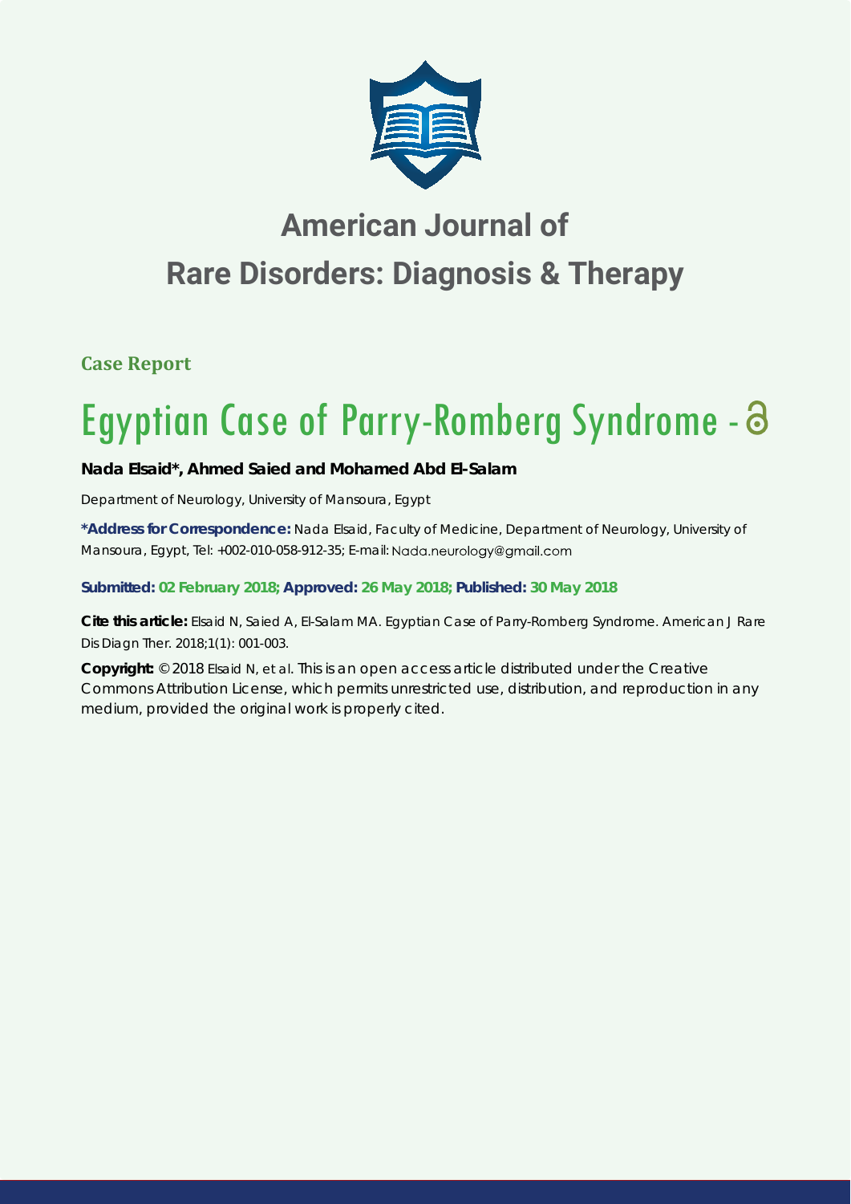# American Journal of Rare Disorders: Diagnosis & Therapy

**Case Report**

# Egyptian Case of Parry-Romberg Syndrome

**Nada Elsaid*, Ahmed Saied and Mohamed Abd El-Salam**

Department of Neurology, University of Mansoura, Egypt

**\*Address for Correspondence:** Nada Elsaid, Faculty of Medicine, Department of Neurology, University of Mansoura, Egypt, Tel: +002-010-058-912-35; E-mail: Nada.neurology@gmail.com

**Submitted: 02 February 2018; Approved: 26 May 2018; Published: 30 May 2018**

**Cite this article:** Elsaid N, Saied A, El-Salam MA. Egyptian Case of Parry-Romberg Syndrome. American J Rare Dis Diagn Ther. 2018;1(1): 001-003.

**Copyright:** © 2018 Elsaid N, et al. This is an open access article distributed under the Creative Commons Attribution License, which permits unrestricted use, distribution, and reproduction in any medium, provided the original work is properly cited.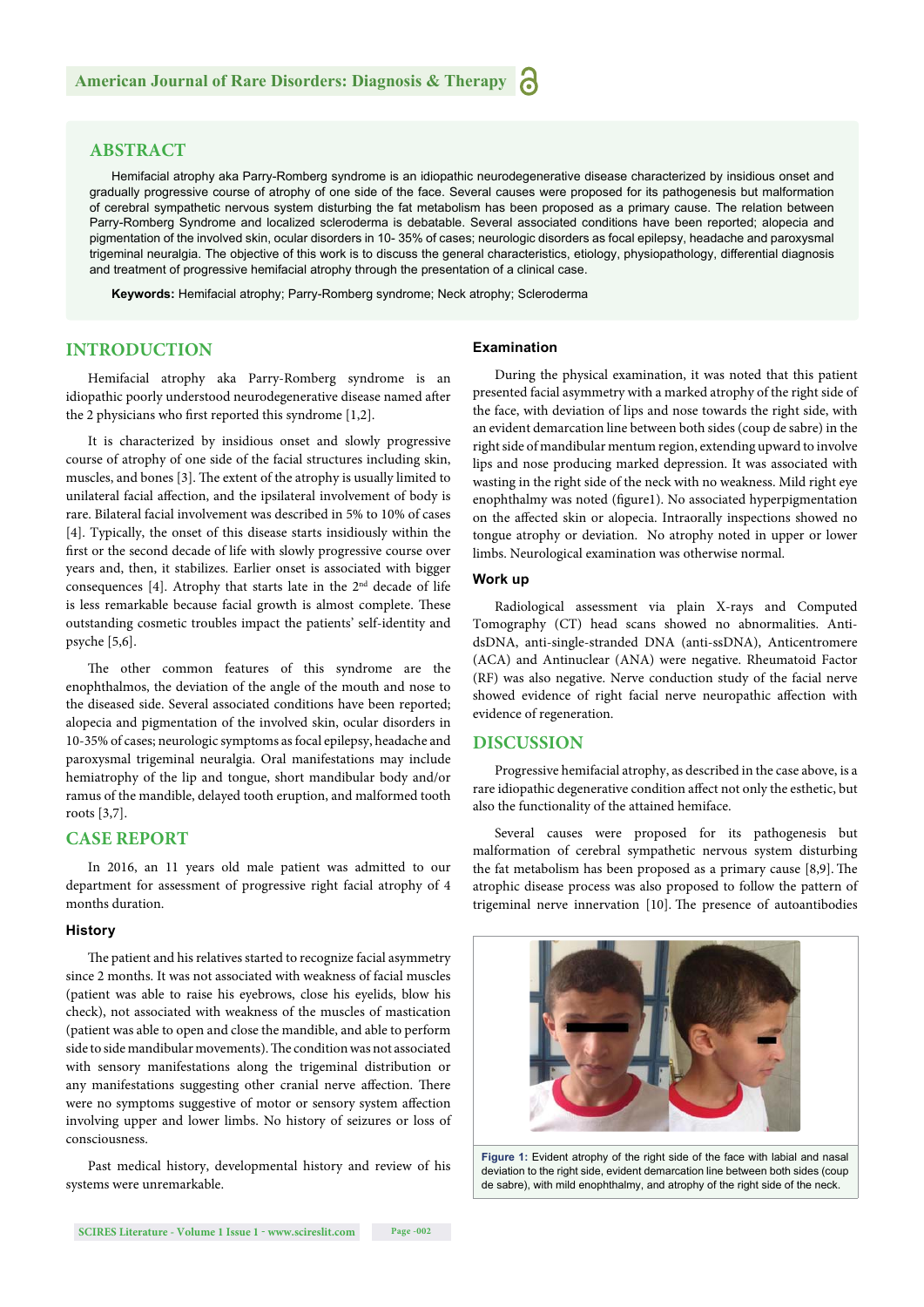## ABSTRACT

Hemifacial atrophy aka Parry-Romberg syndrome is an idiopathic neurodegenerative disease characterized by insidious onset and gradually progressive course of atrophy of one side of the face. Several causes were proposed for its pathogenesis but malformation of cerebral sympathetic nervous system disturbing the fat metabolism has been proposed as a primary cause. The relation between Parry-Romberg Syndrome and localized scleroderma is debatable. Several associated conditions have been reported; alopecia and pigmentation of the involved skin, ocular disorders in 10- 35% of cases; neurologic disorders as focal epilepsy, headache and paroxysmal trigeminal neuralgia. The objective of this work is to discuss the general characteristics, etiology, physiopathology, differential diagnosis and treatment of progressive hemifacial atrophy through the presentation of a clinical case.

**Keywords:** Hemifacial atrophy; Parry-Romberg syndrome; Neck atrophy; Scleroderma

## INTRODUCTION

Hemifacial atrophy aka Parry-Romberg syndrome is an idiopathic poorly understood neurodegenerative disease named after the 2 physicians who first reported this syndrome [1,2].

It is characterized by insidious onset and slowly progressive course of atrophy of one side of the facial structures including skin, muscles, and bones [3]. The extent of the atrophy is usually limited to unilateral facial affection, and the ipsilateral involvement of body is rare. Bilateral facial involvement was described in 5% to 10% of cases [4]. Typically, the onset of this disease starts insidiously within the first or the second decade of life with slowly progressive course over years and, then, it stabilizes. Earlier onset is associated with bigger consequences [4]. Atrophy that starts late in the 2nd decade of life is less remarkable because facial growth is almost complete. These outstanding cosmetic troubles impact the patients' self-identity and psyche [5,6].

The other common features of this syndrome are the enophthalmos, the deviation of the angle of the mouth and nose to the diseased side. Several associated conditions have been reported; alopecia and pigmentation of the involved skin, ocular disorders in 10-35% of cases; neurologic symptoms as focal epilepsy, headache and paroxysmal trigeminal neuralgia. Oral manifestations may include hemiatrophy of the lip and tongue, short mandibular body and/or ramus of the mandible, delayed tooth eruption, and malformed tooth roots [3,7].

## CASE REPORT

In 2016, an 11 years old male patient was admitted to our department for assessment of progressive right facial atrophy of 4 months duration.

### History

The patient and his relatives started to recognize facial asymmetry since 2 months. It was not associated with weakness of facial muscles (patient was able to raise his eyebrows, close his eyelids, blow his check), not associated with weakness of the muscles of mastication (patient was able to open and close the mandible, and able to perform side to side mandibular movements). The condition was not associated with sensory manifestations along the trigeminal distribution or any manifestations suggesting other cranial nerve affection. There were no symptoms suggestive of motor or sensory system affection involving upper and lower limbs. No history of seizures or loss of consciousness.

Past medical history, developmental history and review of his systems were unremarkable.

### Examination

During the physical examination, it was noted that this patient presented facial asymmetry with a marked atrophy of the right side of the face, with deviation of lips and nose towards the right side, with an evident demarcation line between both sides (coup de sabre) in the right side of mandibular mentum region, extending upward to involve lips and nose producing marked depression. It was associated with wasting in the right side of the neck with no weakness. Mild right eye enophthalmy was noted (figure1). No associated hyperpigmentation on the affected skin or alopecia. Intraorally inspections showed no tongue atrophy or deviation. No atrophy noted in upper or lower limbs. Neurological examination was otherwise normal.

### Work up

Radiological assessment via plain X-rays and Computed Tomography (CT) head scans showed no abnormalities. Anti-dsDNA, anti-single-stranded DNA (anti-ssDNA), Anticentromere (ACA) and Antinuclear (ANA) were negative. Rheumatoid Factor (RF) was also negative. Nerve conduction study of the facial nerve showed evidence of right facial nerve neuropathic affection with evidence of regeneration.

## DISCUSSION

Progressive hemifacial atrophy, as described in the case above, is a rare idiopathic degenerative condition affect not only the esthetic, but also the functionality of the attained hemiface.

Several causes were proposed for its pathogenesis but malformation of cerebral sympathetic nervous system disturbing the fat metabolism has been proposed as a primary cause [8,9]. The atrophic disease process was also proposed to follow the pattern of trigeminal nerve innervation [10]. The presence of autoantibodies

**Figure 1:** Evident atrophy of the right side of the face with labial and nasal deviation to the right side, evident demarcation line between both sides (coup de sabre), with mild enophthalmy, and atrophy of the right side of the neck.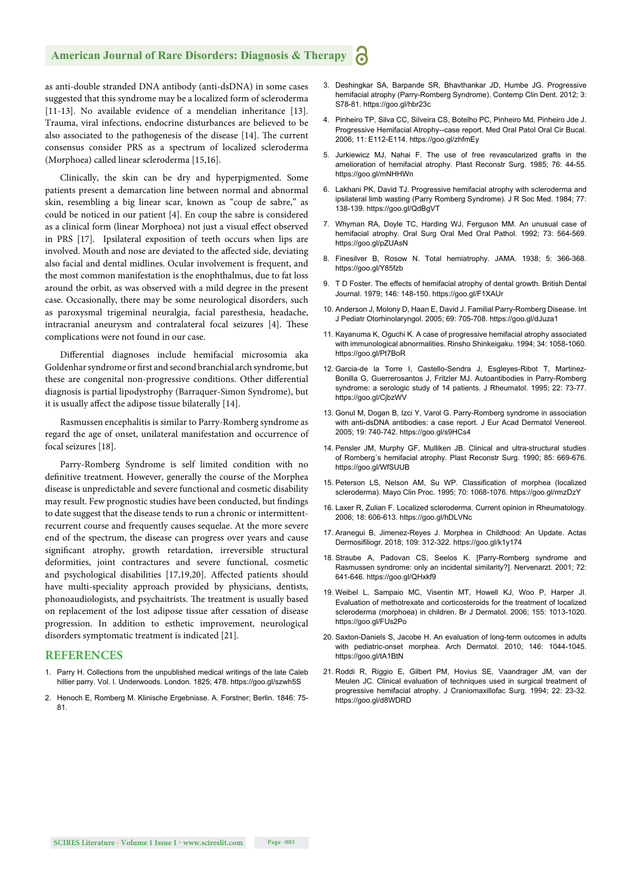as anti-double stranded DNA antibody (anti-dsDNA) in some cases suggested that this syndrome may be a localized form of scleroderma [11-13]. No available evidence of a mendelian inheritance [13]. Trauma, viral infections, endocrine disturbances are believed to be also associated to the pathogenesis of the disease [14]. The current consensus consider PRS as a spectrum of localized scleroderma (Morphoea) called linear scleroderma [15,16].

Clinically, the skin can be dry and hyperpigmented. Some patients present a demarcation line between normal and abnormal skin, resembling a big linear scar, known as "coup de sabre," as could be noticed in our patient [4]. En coup the sabre is considered as a clinical form (linear Morphoea) not just a visual effect observed in PRS [17]. Ipsilateral exposition of teeth occurs when lips are involved. Mouth and nose are deviated to the affected side, deviating also facial and dental midlines. Ocular involvement is frequent, and the most common manifestation is the enophthalmus, due to fat loss around the orbit, as was observed with a mild degree in the present case. Occasionally, there may be some neurological disorders, such as paroxysmal trigeminal neuralgia, facial paresthesia, headache, intracranial aneurysm and contralateral focal seizures [4]. These complications were not found in our case.

Differential diagnoses include hemifacial microsomia aka Goldenhar syndrome or first and second branchial arch syndrome, but these are congenital non-progressive conditions. Other differential diagnosis is partial lipodystrophy (Barraquer-Simon Syndrome), but it is usually affect the adipose tissue bilaterally [14].

Rasmussen encephalitis is similar to Parry-Romberg syndrome as regard the age of onset, unilateral manifestation and occurrence of focal seizures [18].

Parry-Romberg Syndrome is self limited condition with no definitive treatment. However, generally the course of the Morphea disease is unpredictable and severe functional and cosmetic disability may result. Few prognostic studies have been conducted, but findings to date suggest that the disease tends to run a chronic or intermittent-recurrent course and frequently causes sequelae. At the more severe end of the spectrum, the disease can progress over years and cause significant atrophy, growth retardation, irreversible structural deformities, joint contractures and severe functional, cosmetic and psychological disabilities [17,19,20]. Affected patients should have multi-speciality approach provided by physicians, dentists, phonoaudiologists, and psychaitrists. The treatment is usually based on replacement of the lost adipose tissue after cessation of disease progression. In addition to esthetic improvement, neurological disorders symptomatic treatment is indicated [21].

## REFERENCES

1. Parry H. Collections from the unpublished medical writings of the late Caleb hillier parry. Vol. I. Underwoods. London. 1825; 478. https://goo.gl/szwh5S
2. Henoch E, Romberg M. Klinische Ergebnisse. A. Forstner; Berlin. 1846: 75-81.
3. Deshingkar SA, Barpande SR, Bhavthankar JD, Humbe JG. Progressive hemifacial atrophy (Parry-Romberg Syndrome). Contemp Clin Dent. 2012; 3: S78-81. https://goo.gl/hbr23c
4. Pinheiro TP, Silva CC, Silveira CS, Botelho PC, Pinheiro Md, Pinheiro Jde J. Progressive Hemifacial Atrophy--case report. Med Oral Patol Oral Cir Bucal. 2006; 11: E112-E114. https://goo.gl/zhfmEy
5. Jurkiewicz MJ, Nahai F. The use of free revascularized grafts in the amelioration of hemifacial atrophy. Plast Reconstr Surg. 1985; 76: 44-55. https://goo.gl/mNHHWn
6. Lakhani PK, David TJ. Progressive hemifacial atrophy with scleroderma and ipsilateral limb wasting (Parry Romberg Syndrome). J R Soc Med. 1984; 77: 138-139. https://goo.gl/QdBgVT
7. Whyman RA, Doyle TC, Harding WJ, Ferguson MM. An unusual case of hemifacial atrophy. Oral Surg Oral Med Oral Pathol. 1992; 73: 564-569. https://goo.gl/pZUAsN
8. Finesilver B, Rosow N. Total hemiatrophy. JAMA. 1938; 5: 366-368. https://goo.gl/Y85fzb
9. T D Foster. The effects of hemifacial atrophy of dental growth. British Dental Journal. 1979; 146: 148-150. https://goo.gl/F1XAUr
10. Anderson J, Molony D, Haan E, David J. Familial Parry-Romberg Disease. Int J Pediatr Otorhinolaryngol. 2005; 69: 705-708. https://goo.gl/dJuza1
11. Kayanuma K, Oguchi K. A case of progressive hemifacial atrophy associated with immunological abnormalities. Rinsho Shinkeigaku. 1994; 34: 1058-1060. https://goo.gl/Pt7BoR
12. Garcia-de la Torre I, Castello-Sendra J, Esgleyes-Ribot T, Martinez-Bonilla G, Guerrerosantos J, Fritzler MJ. Autoantibodies in Parry-Romberg syndrome: a serologic study of 14 patients. J Rheumatol. 1995; 22: 73-77. https://goo.gl/CjbzWV
13. Gonul M, Dogan B, Izci Y, Varol G. Parry-Romberg syndrome in association with anti-dsDNA antibodies: a case report. J Eur Acad Dermatol Venereol. 2005; 19: 740-742. https://goo.gl/s9HCs4
14. Pensler JM, Murphy GF, Mulliken JB. Clinical and ultra-structural studies of Romberg´s hemifacial atrophy. Plast Reconstr Surg. 1990; 85: 669-676. https://goo.gl/WfSUUB
15. Peterson LS, Nelson AM, Su WP. Classification of morphea (localized scleroderma). Mayo Clin Proc. 1995; 70: 1068-1076. https://goo.gl/rmzDzY
16. Laxer R, Zulian F. Localized scleroderma. Current opinion in Rheumatology. 2006; 18: 606-613. https://goo.gl/hDLVNc
17. Aranegui B, Jimenez-Reyes J. Morphea in Childhood: An Update. Actas Dermosifiliogr. 2018; 109: 312-322. https://goo.gl/k1y174
18. Straube A, Padovan CS, Seelos K. [Parry-Romberg syndrome and Rasmussen syndrome: only an incidental similarity?]. Nervenarzt. 2001; 72: 641-646. https://goo.gl/QHxkf9
19. Weibel L, Sampaio MC, Visentin MT, Howell KJ, Woo P, Harper JI. Evaluation of methotrexate and corticosteroids for the treatment of localized scleroderma (morphoea) in children. Br J Dermatol. 2006; 155: 1013-1020. https://goo.gl/FUs2Po
20. Saxton-Daniels S, Jacobe H. An evaluation of long-term outcomes in adults with pediatric-onset morphea. Arch Dermatol. 2010; 146: 1044-1045. https://goo.gl/tA1BtN
21. Roddi R, Riggio E, Gilbert PM, Hovius SE, Vaandrager JM, van der Meulen JC. Clinical evaluation of techniques used in surgical treatment of progressive hemifacial atrophy. J Craniomaxillofac Surg. 1994; 22: 23-32. https://goo.gl/d8WDRD